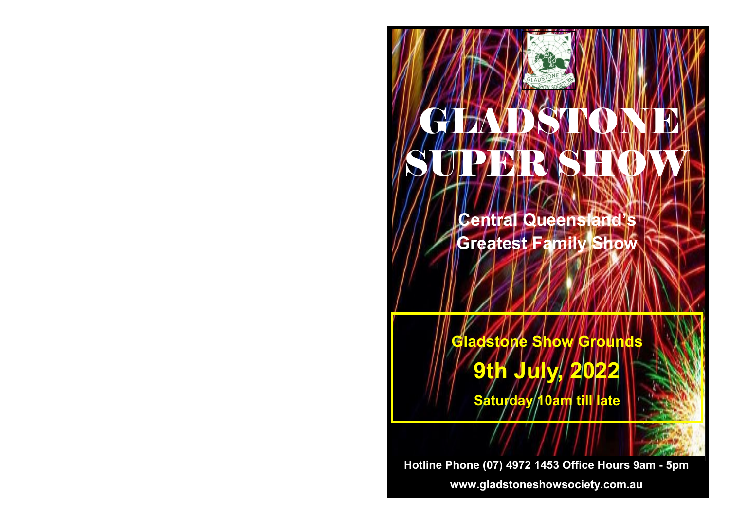# GLADSTONE SUPER SHOW

**Central Queensland's Greatest Family Show**

**Gladstone Show Grounds**

**9th July, 2022**

**Saturday 10am till late**

**Hotline Phone (07) 4972 1453 Office Hours 9am - 5pm**

**www.gladstoneshowsociety.com.au**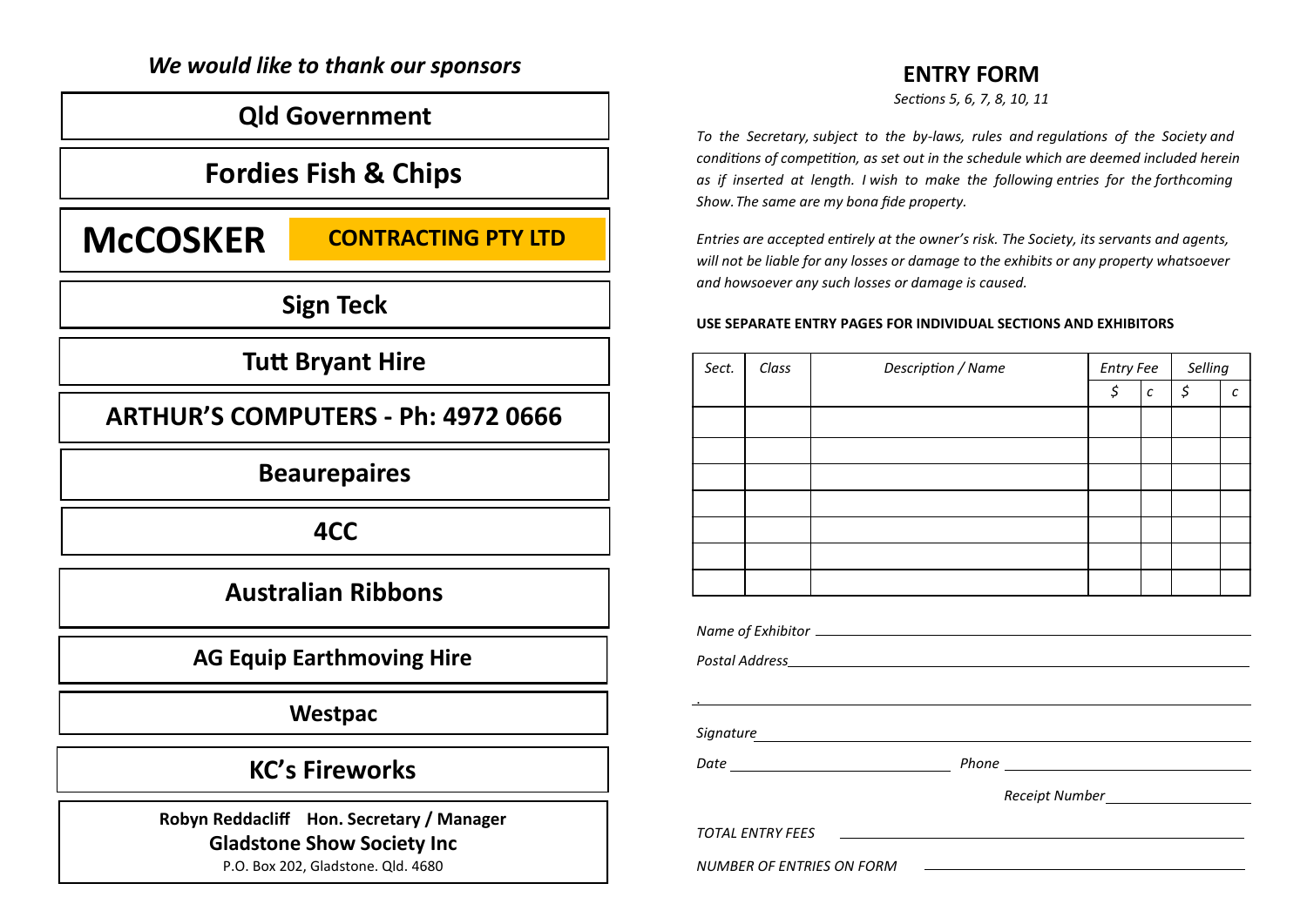*We would like to thank our sponsors*

**Qld Government**

**Fordies Fish & Chips**

**McCOSKER CONTRACTING PTY LTD**

**Sign Teck**

**Tutt Bryant Hire**

**ARTHUR'S COMPUTERS - Ph: 4972 0666**

**Beaurepaires**

**4CC**

**Australian Ribbons**

**AG Equip Earthmoving Hire**

**Westpac**

**KC's Fireworks**

**Robyn Reddacliff Hon. Secretary / Manager**
**Gladstone Show Society Inc**
P.O. Box 202, Gladstone. Qld. 4680

## ENTRY FORM

*Sections 5, 6, 7, 8, 10, 11*

*To the Secretary, subject to the by-laws, rules and regulations of the Society and conditions of competition, as set out in the schedule which are deemed included herein as if inserted at length. I wish to make the following entries for the forthcoming Show. The same are my bona fide property.*

*Entries are accepted entirely at the owner's risk. The Society, its servants and agents, will not be liable for any losses or damage to the exhibits or any property whatsoever and howsoever any such losses or damage is caused.*

**USE SEPARATE ENTRY PAGES FOR INDIVIDUAL SECTIONS AND EXHIBITORS**

| *Sect.* | *Class* | *Description / Name* | *Entry Fee* | | *Selling* | |
|---|---|---|---|---|---|---|
| | | | *$* | *c* | *$* | *c* |
| | | | | | | |
| | | | | | | |
| | | | | | | |
| | | | | | | |
| | | | | | | |
| | | | | | | |
| | | | | | | |

*Name of Exhibitor* ____________________

*Postal Address* ____________________

____________________

*Signature* ____________________

*Date* ____________________ *Phone* ____________________

*Receipt Number* ____________________

*TOTAL ENTRY FEES* ____________________

*NUMBER OF ENTRIES ON FORM* ____________________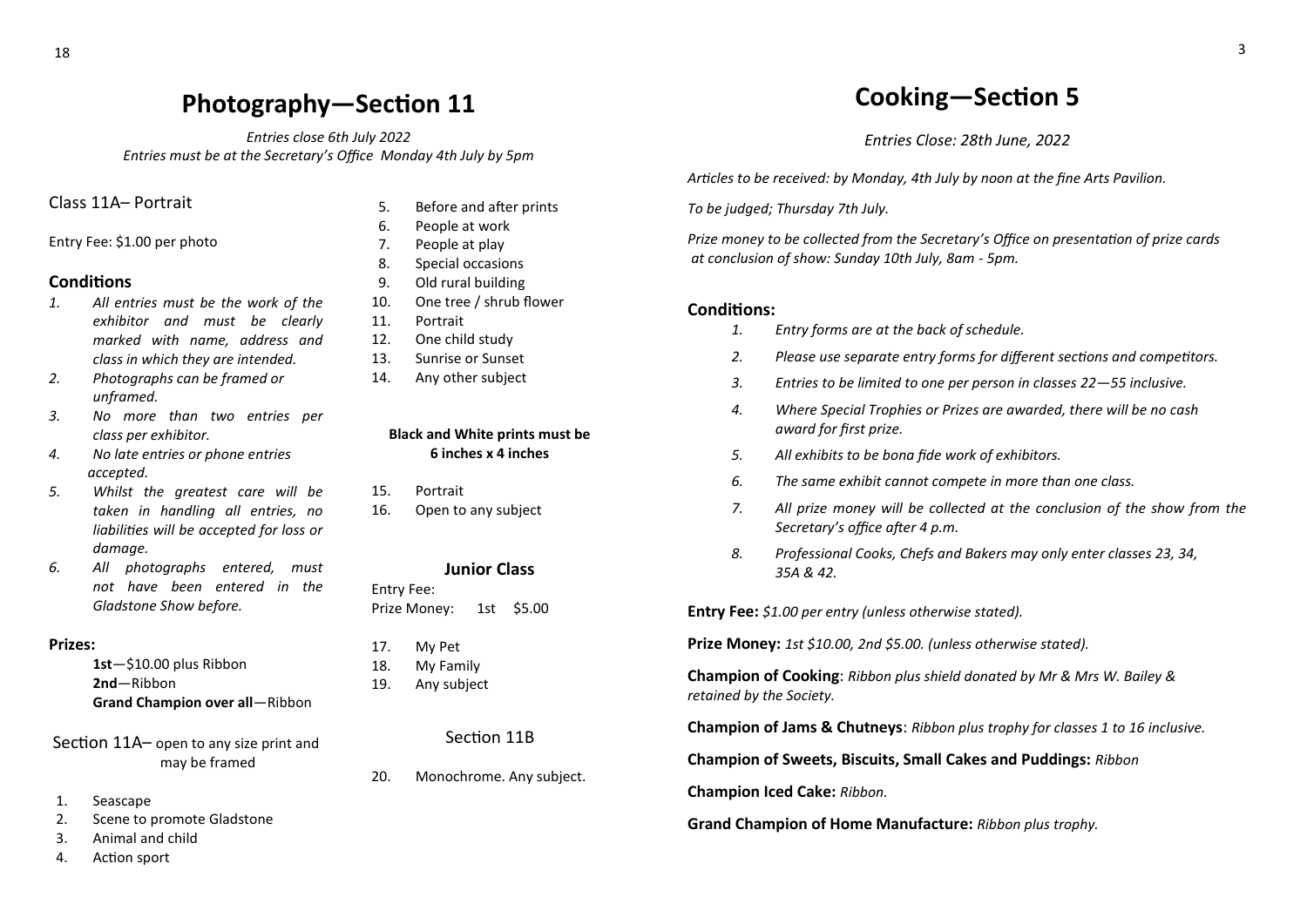# Photography—Section 11

*Entries close 6th July 2022*
*Entries must be at the Secretary's Office Monday 4th July by 5pm*

Class 11A– Portrait

Entry Fee: $1.00 per photo

### Conditions

1. *All entries must be the work of the exhibitor and must be clearly marked with name, address and class in which they are intended.*
2. *Photographs can be framed or unframed.*
3. *No more than two entries per class per exhibitor.*
4. *No late entries or phone entries accepted.*
5. *Whilst the greatest care will be taken in handling all entries, no liabilities will be accepted for loss or damage.*
6. *All photographs entered, must not have been entered in the Gladstone Show before.*

**Prizes:**

**1st**—$10.00 plus Ribbon
**2nd**—Ribbon
**Grand Champion over all**—Ribbon

Section 11A– open to any size print and may be framed

1. Seascape
2. Scene to promote Gladstone
3. Animal and child
4. Action sport
5. Before and after prints
6. People at work
7. People at play
8. Special occasions
9. Old rural building
10. One tree / shrub flower
11. Portrait
12. One child study
13. Sunrise or Sunset
14. Any other subject

**Black and White prints must be 6 inches x 4 inches**

15. Portrait
16. Open to any subject

**Junior Class**

Entry Fee:
Prize Money: 1st $5.00

17. My Pet
18. My Family
19. Any subject

Section 11B

20. Monochrome. Any subject.

# Cooking—Section 5

*Entries Close: 28th June, 2022*

*Articles to be received: by Monday, 4th July by noon at the fine Arts Pavilion.*

*To be judged; Thursday 7th July.*

*Prize money to be collected from the Secretary's Office on presentation of prize cards at conclusion of show: Sunday 10th July, 8am - 5pm.*

### Conditions:

1. *Entry forms are at the back of schedule.*
2. *Please use separate entry forms for different sections and competitors.*
3. *Entries to be limited to one per person in classes 22—55 inclusive.*
4. *Where Special Trophies or Prizes are awarded, there will be no cash award for first prize.*
5. *All exhibits to be bona fide work of exhibitors.*
6. *The same exhibit cannot compete in more than one class.*
7. *All prize money will be collected at the conclusion of the show from the Secretary's office after 4 p.m.*
8. *Professional Cooks, Chefs and Bakers may only enter classes 23, 34, 35A & 42.*

**Entry Fee:** *$1.00 per entry (unless otherwise stated).*

**Prize Money:** *1st $10.00, 2nd $5.00. (unless otherwise stated).*

**Champion of Cooking**: *Ribbon plus shield donated by Mr & Mrs W. Bailey & retained by the Society.*

**Champion of Jams & Chutneys**: *Ribbon plus trophy for classes 1 to 16 inclusive.*

**Champion of Sweets, Biscuits, Small Cakes and Puddings:** *Ribbon*

**Champion Iced Cake:** *Ribbon.*

**Grand Champion of Home Manufacture:** *Ribbon plus trophy.*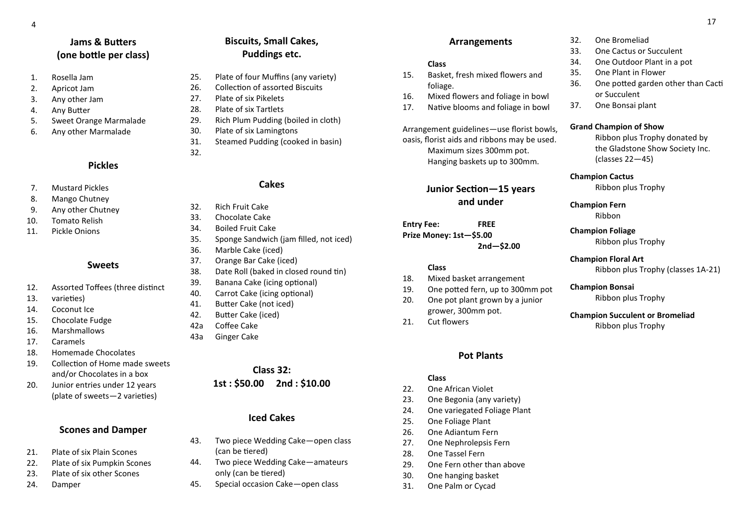## Jams & Butters (one bottle per class)

1. Rosella Jam
2. Apricot Jam
3. Any other Jam
4. Any Butter
5. Sweet Orange Marmalade
6. Any other Marmalade

## Pickles

7. Mustard Pickles
8. Mango Chutney
9. Any other Chutney
10. Tomato Relish
11. Pickle Onions

## Sweets

12. Assorted Toffees (three distinct
13. varieties)
14. Coconut Ice
15. Chocolate Fudge
16. Marshmallows
17. Caramels
18. Homemade Chocolates
19. Collection of Home made sweets and/or Chocolates in a box
20. Junior entries under 12 years (plate of sweets—2 varieties)

## Scones and Damper

21. Plate of six Plain Scones
22. Plate of six Pumpkin Scones
23. Plate of six other Scones
24. Damper

## Biscuits, Small Cakes, Puddings etc.

25. Plate of four Muffins (any variety)
26. Collection of assorted Biscuits
27. Plate of six Pikelets
28. Plate of six Tartlets
29. Rich Plum Pudding (boiled in cloth)
30. Plate of six Lamingtons
31. Steamed Pudding (cooked in basin)
32.

## Cakes

32. Rich Fruit Cake
33. Chocolate Cake
34. Boiled Fruit Cake
35. Sponge Sandwich (jam filled, not iced)
36. Marble Cake (iced)
37. Orange Bar Cake (iced)
38. Date Roll (baked in closed round tin)
39. Banana Cake (icing optional)
40. Carrot Cake (icing optional)
41. Butter Cake (not iced)
42. Butter Cake (iced)

42a Coffee Cake
43a Ginger Cake

**Class 32:**
**1st : $50.00 2nd : $10.00**

## Iced Cakes

43. Two piece Wedding Cake—open class (can be tiered)
44. Two piece Wedding Cake—amateurs only (can be tiered)
45. Special occasion Cake—open class

## Arrangements

**Class**

15. Basket, fresh mixed flowers and foliage.
16. Mixed flowers and foliage in bowl
17. Native blooms and foliage in bowl

Arrangement guidelines—use florist bowls, oasis, florist aids and ribbons may be used.
Maximum sizes 300mm pot.
Hanging baskets up to 300mm.

## Junior Section—15 years and under

**Entry Fee:** **FREE**
**Prize Money: 1st—$5.00**
**2nd—$2.00**

**Class**

18. Mixed basket arrangement
19. One potted fern, up to 300mm pot
20. One pot plant grown by a junior grower, 300mm pot.
21. Cut flowers

## Pot Plants

**Class**

22. One African Violet
23. One Begonia (any variety)
24. One variegated Foliage Plant
25. One Foliage Plant
26. One Adiantum Fern
27. One Nephrolepsis Fern
28. One Tassel Fern
29. One Fern other than above
30. One hanging basket
31. One Palm or Cycad
32. One Bromeliad
33. One Cactus or Succulent
34. One Outdoor Plant in a pot
35. One Plant in Flower
36. One potted garden other than Cacti or Succulent
37. One Bonsai plant

**Grand Champion of Show**
Ribbon plus Trophy donated by the Gladstone Show Society Inc. (classes 22—45)

**Champion Cactus**
Ribbon plus Trophy

**Champion Fern**
Ribbon

**Champion Foliage**
Ribbon plus Trophy

**Champion Floral Art**
Ribbon plus Trophy (classes 1A-21)

**Champion Bonsai**
Ribbon plus Trophy

**Champion Succulent or Bromeliad**
Ribbon plus Trophy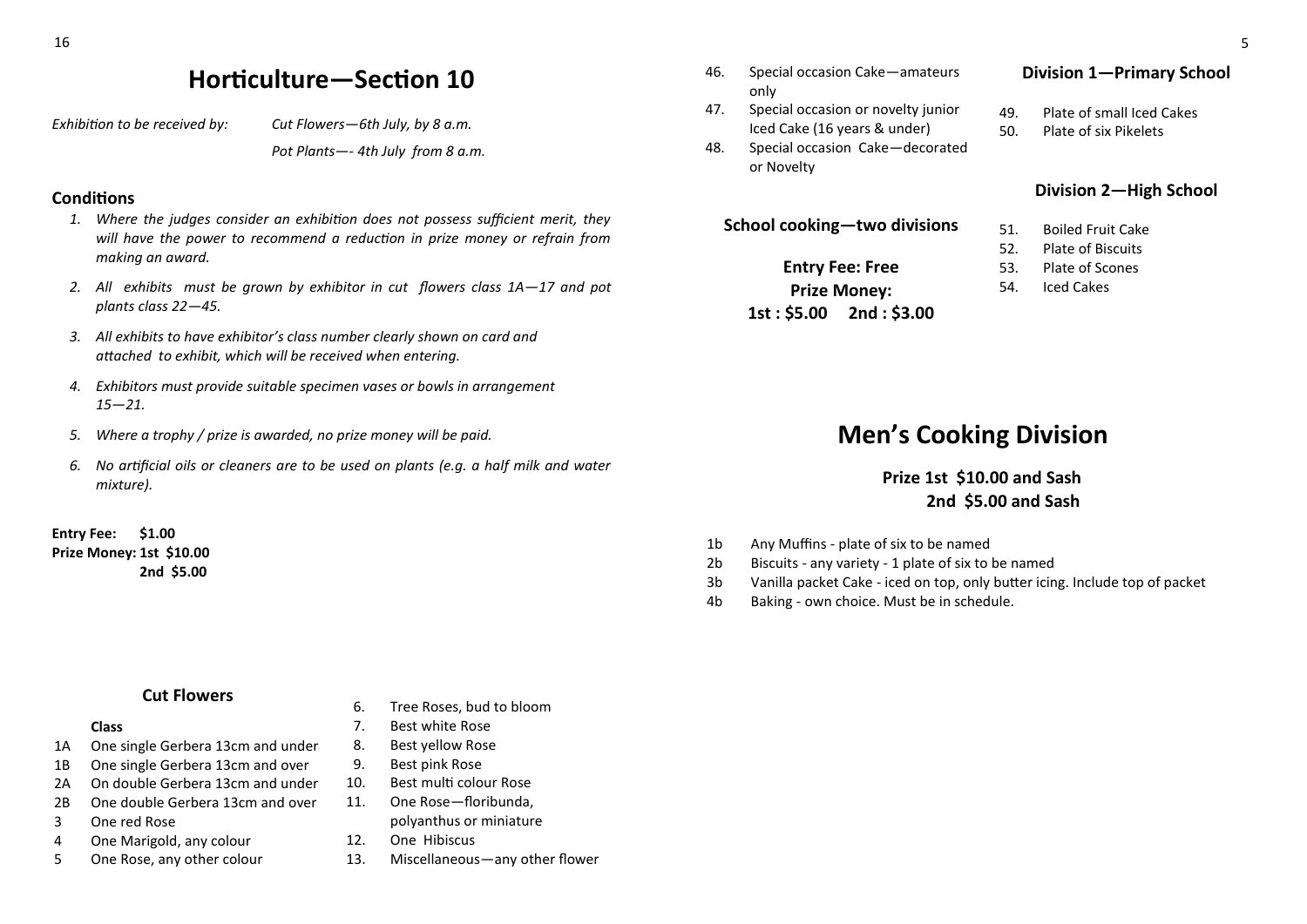# Horticulture—Section 10

*Exhibition to be received by:* *Cut Flowers—6th July, by 8 a.m.*

*Pot Plants—- 4th July from 8 a.m.*

### Conditions

1. *Where the judges consider an exhibition does not possess sufficient merit, they will have the power to recommend a reduction in prize money or refrain from making an award.*
2. *All exhibits must be grown by exhibitor in cut flowers class 1A—17 and pot plants class 22—45.*
3. *All exhibits to have exhibitor's class number clearly shown on card and attached to exhibit, which will be received when entering.*
4. *Exhibitors must provide suitable specimen vases or bowls in arrangement 15—21.*
5. *Where a trophy / prize is awarded, no prize money will be paid.*
6. *No artificial oils or cleaners are to be used on plants (e.g. a half milk and water mixture).*

**Entry Fee: $1.00**
**Prize Money: 1st $10.00**
**2nd $5.00**

### Cut Flowers

**Class**

- 1A One single Gerbera 13cm and under
- 1B One single Gerbera 13cm and over
- 2A On double Gerbera 13cm and under
- 2B One double Gerbera 13cm and over
- 3 One red Rose
- 4 One Marigold, any colour
- 5 One Rose, any other colour
- 6. Tree Roses, bud to bloom
- 7. Best white Rose
- 8. Best yellow Rose
- 9. Best pink Rose
- 10. Best multi colour Rose
- 11. One Rose—floribunda, polyanthus or miniature
- 12. One Hibiscus
- 13. Miscellaneous—any other flower

---

- 46. Special occasion Cake—amateurs only
- 47. Special occasion or novelty junior Iced Cake (16 years & under)
- 48. Special occasion Cake—decorated or Novelty

### School cooking—two divisions

**Entry Fee: Free**
**Prize Money:**
**1st : $5.00 2nd : $3.00**

### Division 1—Primary School

- 49. Plate of small Iced Cakes
- 50. Plate of six Pikelets

### Division 2—High School

- 51. Boiled Fruit Cake
- 52. Plate of Biscuits
- 53. Plate of Scones
- 54. Iced Cakes

# Men's Cooking Division

**Prize 1st $10.00 and Sash**
**2nd $5.00 and Sash**

- 1b Any Muffins - plate of six to be named
- 2b Biscuits - any variety - 1 plate of six to be named
- 3b Vanilla packet Cake - iced on top, only butter icing. Include top of packet
- 4b Baking - own choice. Must be in schedule.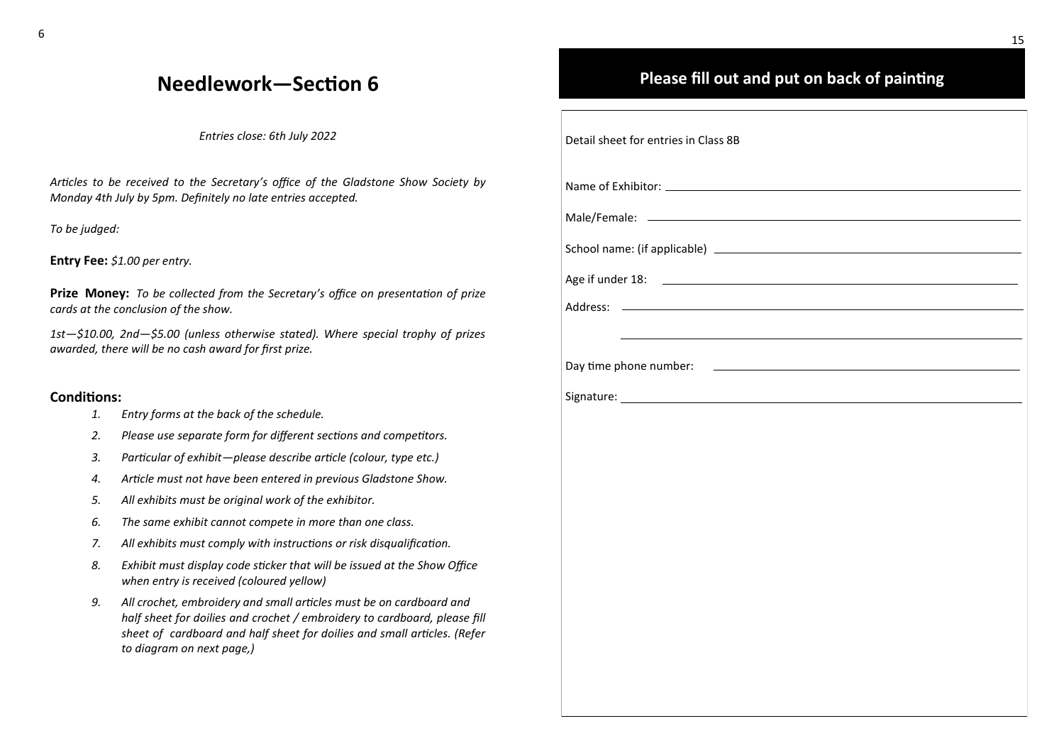## Needlework—Section 6

*Entries close: 6th July 2022*

*Articles to be received to the Secretary's office of the Gladstone Show Society by Monday 4th July by 5pm. Definitely no late entries accepted.*

*To be judged:*

**Entry Fee:** *$1.00 per entry.*

**Prize Money:** *To be collected from the Secretary's office on presentation of prize cards at the conclusion of the show.*

*1st—$10.00, 2nd—$5.00 (unless otherwise stated). Where special trophy of prizes awarded, there will be no cash award for first prize.*

### Conditions:

1. *Entry forms at the back of the schedule.*
2. *Please use separate form for different sections and competitors.*
3. *Particular of exhibit—please describe article (colour, type etc.)*
4. *Article must not have been entered in previous Gladstone Show.*
5. *All exhibits must be original work of the exhibitor.*
6. *The same exhibit cannot compete in more than one class.*
7. *All exhibits must comply with instructions or risk disqualification.*
8. *Exhibit must display code sticker that will be issued at the Show Office when entry is received (coloured yellow)*
9. *All crochet, embroidery and small articles must be on cardboard and half sheet for doilies and crochet / embroidery to cardboard, please fill sheet of cardboard and half sheet for doilies and small articles. (Refer to diagram on next page,)*

## Please fill out and put on back of painting

Detail sheet for entries in Class 8B

Name of Exhibitor: ______________________________

Male/Female: ______________________________

School name: (if applicable) ______________________________

Age if under 18: ______________________________

Address: ______________________________

______________________________

Day time phone number: ______________________________

Signature: ______________________________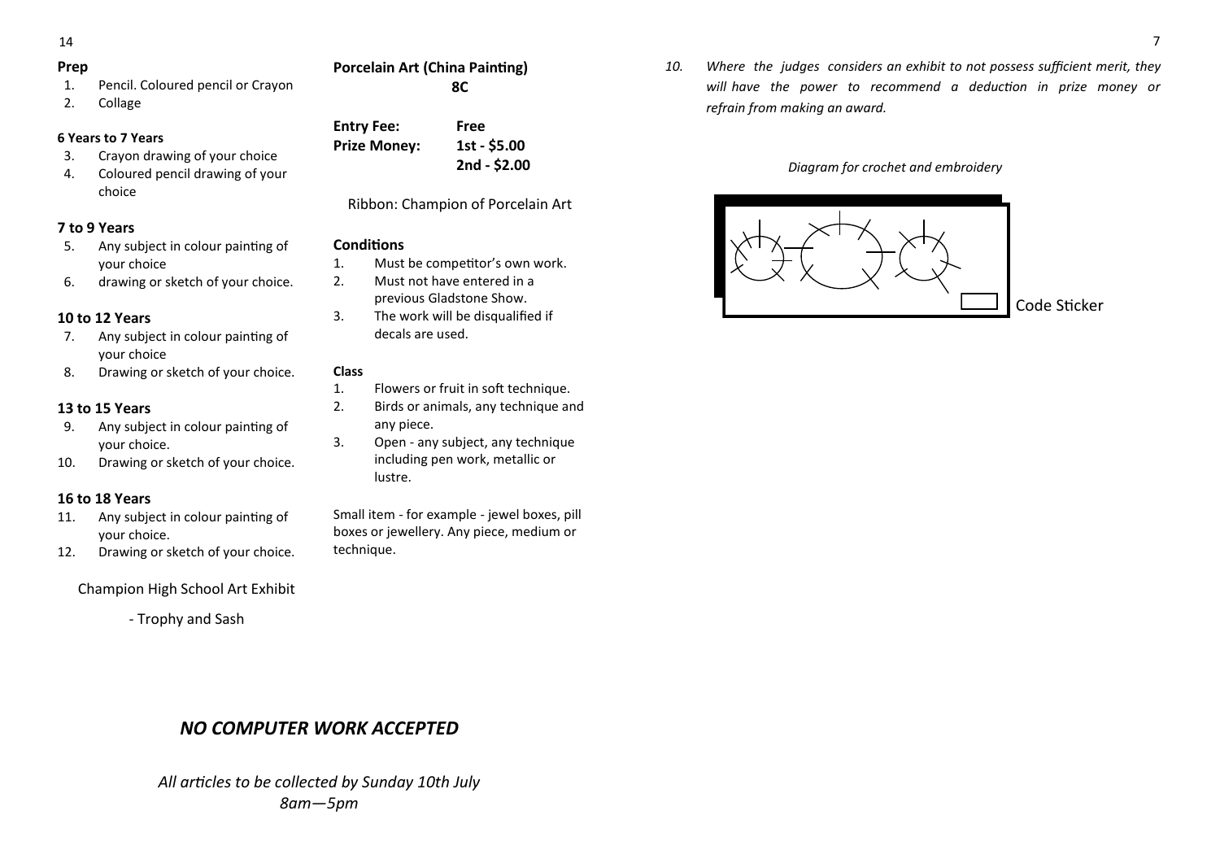### Prep

1. Pencil. Coloured pencil or Crayon
2. Collage

#### 6 Years to 7 Years

3. Crayon drawing of your choice
4. Coloured pencil drawing of your choice

### 7 to 9 Years

5. Any subject in colour painting of your choice
6. drawing or sketch of your choice.

### 10 to 12 Years

7. Any subject in colour painting of your choice
8. Drawing or sketch of your choice.

### 13 to 15 Years

9. Any subject in colour painting of your choice.
10. Drawing or sketch of your choice.

### 16 to 18 Years

11. Any subject in colour painting of your choice.
12. Drawing or sketch of your choice.

Champion High School Art Exhibit

- Trophy and Sash

## Porcelain Art (China Painting)
## 8C

**Entry Fee:** **Free**
**Prize Money:** **1st - $5.00**
**2nd - $2.00**

Ribbon: Champion of Porcelain Art

### Conditions

1. Must be competitor's own work.
2. Must not have entered in a previous Gladstone Show.
3. The work will be disqualified if decals are used.

#### Class

1. Flowers or fruit in soft technique.
2. Birds or animals, any technique and any piece.
3. Open - any subject, any technique including pen work, metallic or lustre.

Small item - for example - jewel boxes, pill boxes or jewellery. Any piece, medium or technique.

## *NO COMPUTER WORK ACCEPTED*

*All articles to be collected by Sunday 10th July 8am—5pm*

10. *Where the judges considers an exhibit to not possess sufficient merit, they will have the power to recommend a deduction in prize money or refrain from making an award.*

*Diagram for crochet and embroidery*

Code Sticker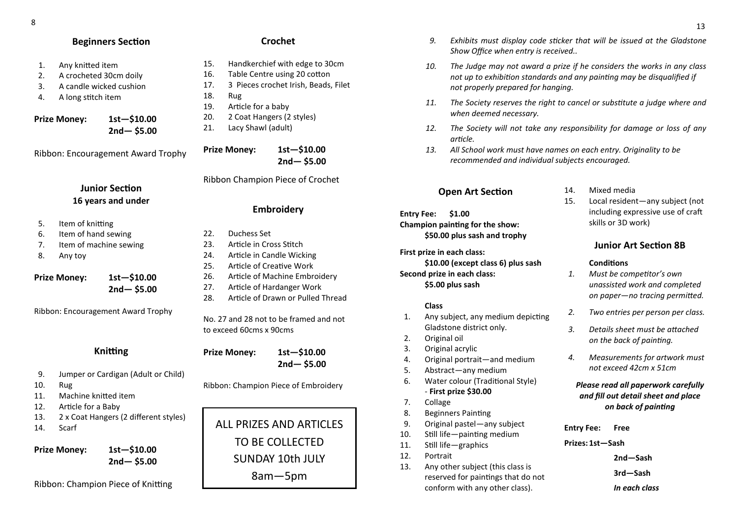## Beginners Section

1. Any knitted item
2. A crocheted 30cm doily
3. A candle wicked cushion
4. A long stitch item

**Prize Money: 1st—$10.00**
**2nd— $5.00**

Ribbon: Encouragement Award Trophy

## Junior Section
### 16 years and under

5. Item of knitting
6. Item of hand sewing
7. Item of machine sewing
8. Any toy

**Prize Money: 1st—$10.00**
**2nd— $5.00**

Ribbon: Encouragement Award Trophy

## Knitting

9. Jumper or Cardigan (Adult or Child)
10. Rug
11. Machine knitted item
12. Article for a Baby
13. 2 x Coat Hangers (2 different styles)
14. Scarf

**Prize Money: 1st—$10.00**
**2nd— $5.00**

Ribbon: Champion Piece of Knitting

## Crochet

15. Handkerchief with edge to 30cm
16. Table Centre using 20 cotton
17. 3 Pieces crochet Irish, Beads, Filet
18. Rug
19. Article for a baby
20. 2 Coat Hangers (2 styles)
21. Lacy Shawl (adult)

**Prize Money: 1st—$10.00**
**2nd— $5.00**

Ribbon Champion Piece of Crochet

## Embroidery

22. Duchess Set
23. Article in Cross Stitch
24. Article in Candle Wicking
25. Article of Creative Work
26. Article of Machine Embroidery
27. Article of Hardanger Work
28. Article of Drawn or Pulled Thread

No. 27 and 28 not to be framed and not to exceed 60cms x 90cms

**Prize Money: 1st—$10.00**
**2nd— $5.00**

Ribbon: Champion Piece of Embroidery

ALL PRIZES AND ARTICLES TO BE COLLECTED SUNDAY 10th JULY 8am—5pm

*9. Exhibits must display code sticker that will be issued at the Gladstone Show Office when entry is received..*

*10. The Judge may not award a prize if he considers the works in any class not up to exhibition standards and any painting may be disqualified if not properly prepared for hanging.*

*11. The Society reserves the right to cancel or substitute a judge where and when deemed necessary.*

*12. The Society will not take any responsibility for damage or loss of any article.*

*13. All School work must have names on each entry. Originality to be recommended and individual subjects encouraged.*

## Open Art Section

**Entry Fee: $1.00**
**Champion painting for the show:**
**$50.00 plus sash and trophy**

**First prize in each class:**
**$10.00 (except class 6) plus sash**
**Second prize in each class:**
**$5.00 plus sash**

**Class**

1. Any subject, any medium depicting Gladstone district only.
2. Original oil
3. Original acrylic
4. Original portrait—and medium
5. Abstract—any medium
6. Water colour (Traditional Style) - **First prize $30.00**
7. Collage
8. Beginners Painting
9. Original pastel—any subject
10. Still life—painting medium
11. Still life—graphics
12. Portrait
13. Any other subject (this class is reserved for paintings that do not conform with any other class).
14. Mixed media
15. Local resident—any subject (not including expressive use of craft skills or 3D work)

## Junior Art Section 8B

**Conditions**

*1. Must be competitor's own unassisted work and completed on paper—no tracing permitted.*

*2. Two entries per person per class.*

*3. Details sheet must be attached on the back of painting.*

*4. Measurements for artwork must not exceed 42cm x 51cm*

***Please read all paperwork carefully and fill out detail sheet and place on back of painting***

**Entry Fee: Free**

**Prizes: 1st—Sash**
**2nd—Sash**
**3rd—Sash**
***In each class***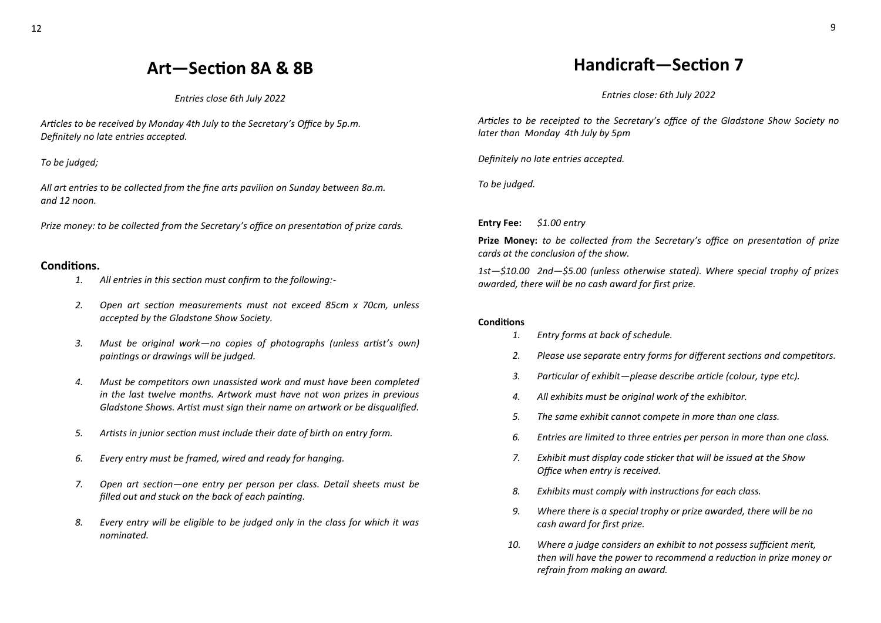# Art—Section 8A & 8B

*Entries close 6th July 2022*

*Articles to be received by Monday 4th July to the Secretary's Office by 5p.m. Definitely no late entries accepted.*

*To be judged;*

*All art entries to be collected from the fine arts pavilion on Sunday between 8a.m. and 12 noon.*

*Prize money: to be collected from the Secretary's office on presentation of prize cards.*

### Conditions.

1. *All entries in this section must confirm to the following:-*
2. *Open art section measurements must not exceed 85cm x 70cm, unless accepted by the Gladstone Show Society.*
3. *Must be original work—no copies of photographs (unless artist's own) paintings or drawings will be judged.*
4. *Must be competitors own unassisted work and must have been completed in the last twelve months. Artwork must have not won prizes in previous Gladstone Shows. Artist must sign their name on artwork or be disqualified.*
5. *Artists in junior section must include their date of birth on entry form.*
6. *Every entry must be framed, wired and ready for hanging.*
7. *Open art section—one entry per person per class. Detail sheets must be filled out and stuck on the back of each painting.*
8. *Every entry will be eligible to be judged only in the class for which it was nominated.*

# Handicraft—Section 7

*Entries close: 6th July 2022*

*Articles to be receipted to the Secretary's office of the Gladstone Show Society no later than Monday 4th July by 5pm*

*Definitely no late entries accepted.*

*To be judged.*

**Entry Fee:** *$1.00 entry*

**Prize Money:** *to be collected from the Secretary's office on presentation of prize cards at the conclusion of the show.*

*1st—$10.00 2nd—$5.00 (unless otherwise stated). Where special trophy of prizes awarded, there will be no cash award for first prize.*

### Conditions

1. *Entry forms at back of schedule.*
2. *Please use separate entry forms for different sections and competitors.*
3. *Particular of exhibit—please describe article (colour, type etc).*
4. *All exhibits must be original work of the exhibitor.*
5. *The same exhibit cannot compete in more than one class.*
6. *Entries are limited to three entries per person in more than one class.*
7. *Exhibit must display code sticker that will be issued at the Show Office when entry is received.*
8. *Exhibits must comply with instructions for each class.*
9. *Where there is a special trophy or prize awarded, there will be no cash award for first prize.*
10. *Where a judge considers an exhibit to not possess sufficient merit, then will have the power to recommend a reduction in prize money or refrain from making an award.*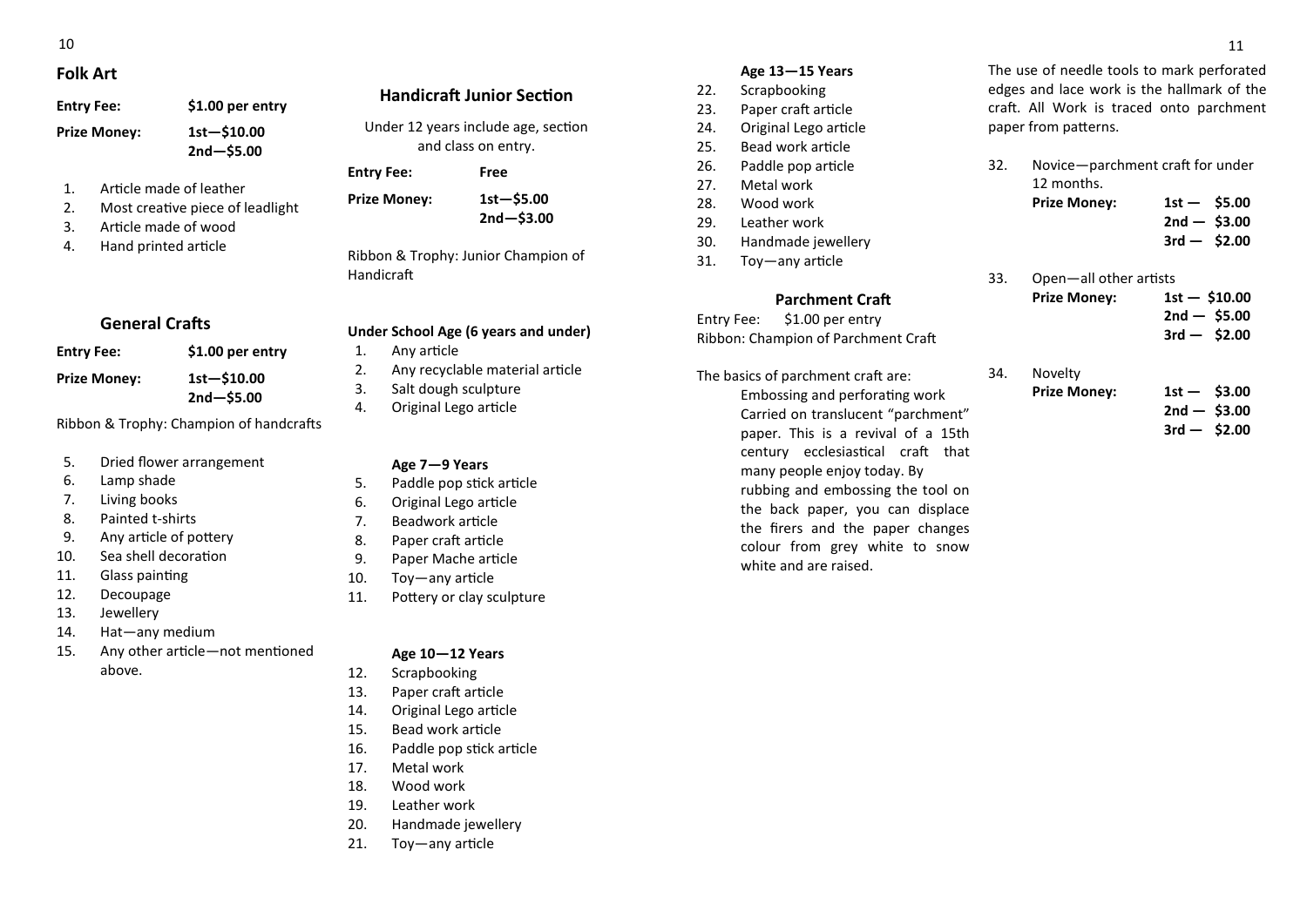## Folk Art

**Entry Fee:** **$1.00 per entry**

**Prize Money:** **1st—$10.00**
**2nd—$5.00**

1. Article made of leather
2. Most creative piece of leadlight
3. Article made of wood
4. Hand printed article

## General Crafts

**Entry Fee:** **$1.00 per entry**

**Prize Money:** **1st—$10.00**
**2nd—$5.00**

Ribbon & Trophy: Champion of handcrafts

5. Dried flower arrangement
6. Lamp shade
7. Living books
8. Painted t-shirts
9. Any article of pottery
10. Sea shell decoration
11. Glass painting
12. Decoupage
13. Jewellery
14. Hat—any medium
15. Any other article—not mentioned above.

## Handicraft Junior Section

Under 12 years include age, section and class on entry.

**Entry Fee:** **Free**

**Prize Money:** **1st—$5.00**
**2nd—$3.00**

Ribbon & Trophy: Junior Champion of Handicraft

**Under School Age (6 years and under)**

1. Any article
2. Any recyclable material article
3. Salt dough sculpture
4. Original Lego article

**Age 7—9 Years**

5. Paddle pop stick article
6. Original Lego article
7. Beadwork article
8. Paper craft article
9. Paper Mache article
10. Toy—any article
11. Pottery or clay sculpture

**Age 10—12 Years**

12. Scrapbooking
13. Paper craft article
14. Original Lego article
15. Bead work article
16. Paddle pop stick article
17. Metal work
18. Wood work
19. Leather work
20. Handmade jewellery
21. Toy—any article

**Age 13—15 Years**

22. Scrapbooking
23. Paper craft article
24. Original Lego article
25. Bead work article
26. Paddle pop article
27. Metal work
28. Wood work
29. Leather work
30. Handmade jewellery
31. Toy—any article

## Parchment Craft

Entry Fee: $1.00 per entry
Ribbon: Champion of Parchment Craft

The basics of parchment craft are:

Embossing and perforating work Carried on translucent "parchment" paper. This is a revival of a 15th century ecclesiastical craft that many people enjoy today. By rubbing and embossing the tool on the back paper, you can displace the firers and the paper changes colour from grey white to snow white and are raised.

The use of needle tools to mark perforated edges and lace work is the hallmark of the craft. All Work is traced onto parchment paper from patterns.

32. Novice—parchment craft for under 12 months.
    **Prize Money:** **1st — $5.00**
    **2nd — $3.00**
    **3rd — $2.00**

33. Open—all other artists
    **Prize Money:** **1st — $10.00**
    **2nd — $5.00**
    **3rd — $2.00**

34. Novelty
    **Prize Money:** **1st — $3.00**
    **2nd — $3.00**
    **3rd — $2.00**